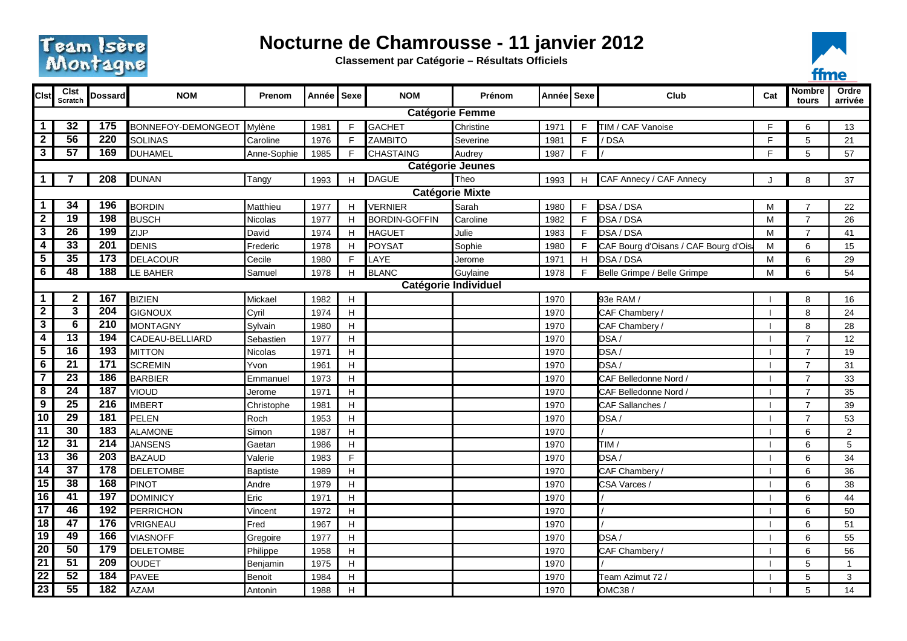Team Isère Montagne

# Nocturne de Chamrousse - 11 janvier 2012

**Classement par Catégorie – Résultats Officiels**

ffme

| Clst | Clst Scratch | Dossard | NOM | Prenom | Année | Sexe | NOM | Prénom | Année | Sexe | Club | Cat | Nombre tours | Ordre arrivée |
|---|---|---|---|---|---|---|---|---|---|---|---|---|---|---|
| **Catégorie Femme** | | | | | | | | | | | | | | |
| 1 | 32 | 175 | BONNEFOY-DEMONGEOT | Mylène | 1981 | F | GACHET | Christine | 1971 | F | TIM / CAF Vanoise | F | 6 | 13 |
| 2 | 56 | 220 | SOLINAS | Caroline | 1976 | F | ZAMBITO | Severine | 1981 | F | / DSA | F | 5 | 21 |
| 3 | 57 | 169 | DUHAMEL | Anne-Sophie | 1985 | F | CHASTAING | Audrey | 1987 | F | / | F | 5 | 57 |
| **Catégorie Jeunes** | | | | | | | | | | | | | | |
| 1 | 7 | 208 | DUNAN | Tangy | 1993 | H | DAGUE | Theo | 1993 | H | CAF Annecy / CAF Annecy | J | 8 | 37 |
| **Catégorie Mixte** | | | | | | | | | | | | | | |
| 1 | 34 | 196 | BORDIN | Matthieu | 1977 | H | VERNIER | Sarah | 1980 | F | DSA / DSA | M | 7 | 22 |
| 2 | 19 | 198 | BUSCH | Nicolas | 1977 | H | BORDIN-GOFFIN | Caroline | 1982 | F | DSA / DSA | M | 7 | 26 |
| 3 | 26 | 199 | ZIJP | David | 1974 | H | HAGUET | Julie | 1983 | F | DSA / DSA | M | 7 | 41 |
| 4 | 33 | 201 | DENIS | Frederic | 1978 | H | POYSAT | Sophie | 1980 | F | CAF Bourg d'Oisans / CAF Bourg d'Ois | M | 6 | 15 |
| 5 | 35 | 173 | DELACOUR | Cecile | 1980 | F | LAYE | Jerome | 1971 | H | DSA / DSA | M | 6 | 29 |
| 6 | 48 | 188 | LE BAHER | Samuel | 1978 | H | BLANC | Guylaine | 1978 | F | Belle Grimpe / Belle Grimpe | M | 6 | 54 |
| **Catégorie Individuel** | | | | | | | | | | | | | | |
| 1 | 2 | 167 | BIZIEN | Mickael | 1982 | H | | | 1970 | | 93e RAM / | I | 8 | 16 |
| 2 | 3 | 204 | GIGNOUX | Cyril | 1974 | H | | | 1970 | | CAF Chambery / | I | 8 | 24 |
| 3 | 6 | 210 | MONTAGNY | Sylvain | 1980 | H | | | 1970 | | CAF Chambery / | I | 8 | 28 |
| 4 | 13 | 194 | CADEAU-BELLIARD | Sebastien | 1977 | H | | | 1970 | | DSA / | I | 7 | 12 |
| 5 | 16 | 193 | MITTON | Nicolas | 1971 | H | | | 1970 | | DSA / | I | 7 | 19 |
| 6 | 21 | 171 | SCREMIN | Yvon | 1961 | H | | | 1970 | | DSA / | I | 7 | 31 |
| 7 | 23 | 186 | BARBIER | Emmanuel | 1973 | H | | | 1970 | | CAF Belledonne Nord / | I | 7 | 33 |
| 8 | 24 | 187 | VIOUD | Jerome | 1971 | H | | | 1970 | | CAF Belledonne Nord / | I | 7 | 35 |
| 9 | 25 | 216 | IMBERT | Christophe | 1981 | H | | | 1970 | | CAF Sallanches / | I | 7 | 39 |
| 10 | 29 | 181 | PELEN | Roch | 1953 | H | | | 1970 | | DSA / | I | 7 | 53 |
| 11 | 30 | 183 | ALAMONE | Simon | 1987 | H | | | 1970 | | / | I | 6 | 2 |
| 12 | 31 | 214 | JANSENS | Gaetan | 1986 | H | | | 1970 | | TIM / | I | 6 | 5 |
| 13 | 36 | 203 | BAZAUD | Valerie | 1983 | F | | | 1970 | | DSA / | I | 6 | 34 |
| 14 | 37 | 178 | DELETOMBE | Baptiste | 1989 | H | | | 1970 | | CAF Chambery / | I | 6 | 36 |
| 15 | 38 | 168 | PINOT | Andre | 1979 | H | | | 1970 | | CSA Varces / | I | 6 | 38 |
| 16 | 41 | 197 | DOMINICY | Eric | 1971 | H | | | 1970 | | / | I | 6 | 44 |
| 17 | 46 | 192 | PERRICHON | Vincent | 1972 | H | | | 1970 | | / | I | 6 | 50 |
| 18 | 47 | 176 | VRIGNEAU | Fred | 1967 | H | | | 1970 | | / | I | 6 | 51 |
| 19 | 49 | 166 | VIASNOFF | Gregoire | 1977 | H | | | 1970 | | DSA / | I | 6 | 55 |
| 20 | 50 | 179 | DELETOMBE | Philippe | 1958 | H | | | 1970 | | CAF Chambery / | I | 6 | 56 |
| 21 | 51 | 209 | OUDET | Benjamin | 1975 | H | | | 1970 | | / | I | 5 | 1 |
| 22 | 52 | 184 | PAVEE | Benoit | 1984 | H | | | 1970 | | Team Azimut 72 / | I | 5 | 3 |
| 23 | 55 | 182 | AZAM | Antonin | 1988 | H | | | 1970 | | OMC38 / | I | 5 | 14 |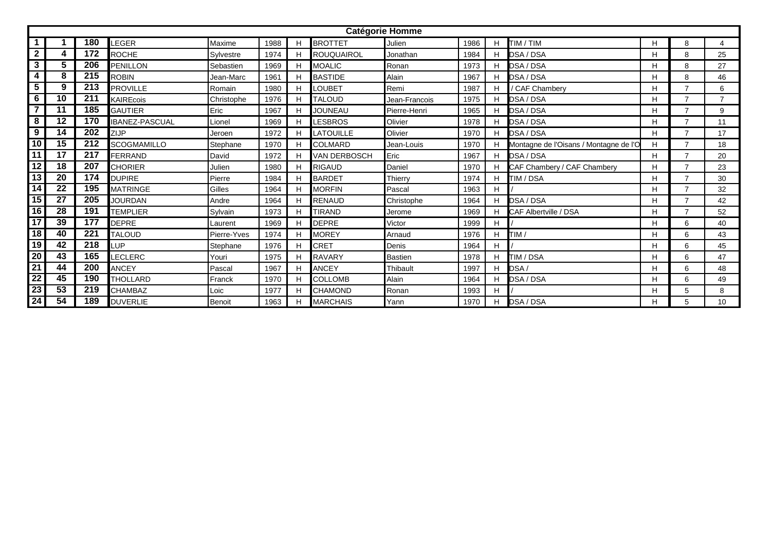| Catégorie Homme | | | | | | | | | | | | | | |
|---|---|---|---|---|---|---|---|---|---|---|---|---|---|---|
| 1 | 1 | 180 | LEGER | Maxime | 1988 | H | BROTTET | Julien | 1986 | H | TIM / TIM | H | 8 | 4 |
| 2 | 4 | 172 | ROCHE | Sylvestre | 1974 | H | ROUQUAIROL | Jonathan | 1984 | H | DSA / DSA | H | 8 | 25 |
| 3 | 5 | 206 | PENILLON | Sebastien | 1969 | H | MOALIC | Ronan | 1973 | H | DSA / DSA | H | 8 | 27 |
| 4 | 8 | 215 | ROBIN | Jean-Marc | 1961 | H | BASTIDE | Alain | 1967 | H | DSA / DSA | H | 8 | 46 |
| 5 | 9 | 213 | PROVILLE | Romain | 1980 | H | LOUBET | Remi | 1987 | H | / CAF Chambery | H | 7 | 6 |
| 6 | 10 | 211 | KAIREcois | Christophe | 1976 | H | TALOUD | Jean-Francois | 1975 | H | DSA / DSA | H | 7 | 7 |
| 7 | 11 | 185 | GAUTIER | Eric | 1967 | H | JOUNEAU | Pierre-Henri | 1965 | H | DSA / DSA | H | 7 | 9 |
| 8 | 12 | 170 | IBANEZ-PASCUAL | Lionel | 1969 | H | LESBROS | Olivier | 1978 | H | DSA / DSA | H | 7 | 11 |
| 9 | 14 | 202 | ZIJP | Jeroen | 1972 | H | LATOUILLE | Olivier | 1970 | H | DSA / DSA | H | 7 | 17 |
| 10 | 15 | 212 | SCOGMAMILLO | Stephane | 1970 | H | COLMARD | Jean-Louis | 1970 | H | Montagne de l'Oisans / Montagne de l'O | H | 7 | 18 |
| 11 | 17 | 217 | FERRAND | David | 1972 | H | VAN DERBOSCH | Eric | 1967 | H | DSA / DSA | H | 7 | 20 |
| 12 | 18 | 207 | CHORIER | Julien | 1980 | H | RIGAUD | Daniel | 1970 | H | CAF Chambery / CAF Chambery | H | 7 | 23 |
| 13 | 20 | 174 | DUPIRE | Pierre | 1984 | H | BARDET | Thierry | 1974 | H | TIM / DSA | H | 7 | 30 |
| 14 | 22 | 195 | MATRINGE | Gilles | 1964 | H | MORFIN | Pascal | 1963 | H | / | H | 7 | 32 |
| 15 | 27 | 205 | JOURDAN | Andre | 1964 | H | RENAUD | Christophe | 1964 | H | DSA / DSA | H | 7 | 42 |
| 16 | 28 | 191 | TEMPLIER | Sylvain | 1973 | H | TIRAND | Jerome | 1969 | H | CAF Albertville / DSA | H | 7 | 52 |
| 17 | 39 | 177 | DEPRE | Laurent | 1969 | H | DEPRE | Victor | 1999 | H | / | H | 6 | 40 |
| 18 | 40 | 221 | TALOUD | Pierre-Yves | 1974 | H | MOREY | Arnaud | 1976 | H | TIM / | H | 6 | 43 |
| 19 | 42 | 218 | LUP | Stephane | 1976 | H | CRET | Denis | 1964 | H | / | H | 6 | 45 |
| 20 | 43 | 165 | LECLERC | Youri | 1975 | H | RAVARY | Bastien | 1978 | H | TIM / DSA | H | 6 | 47 |
| 21 | 44 | 200 | ANCEY | Pascal | 1967 | H | ANCEY | Thibault | 1997 | H | DSA / | H | 6 | 48 |
| 22 | 45 | 190 | THOLLARD | Franck | 1970 | H | COLLOMB | Alain | 1964 | H | DSA / DSA | H | 6 | 49 |
| 23 | 53 | 219 | CHAMBAZ | Loic | 1977 | H | CHAMOND | Ronan | 1993 | H | / | H | 5 | 8 |
| 24 | 54 | 189 | DUVERLIE | Benoit | 1963 | H | MARCHAIS | Yann | 1970 | H | DSA / DSA | H | 5 | 10 |